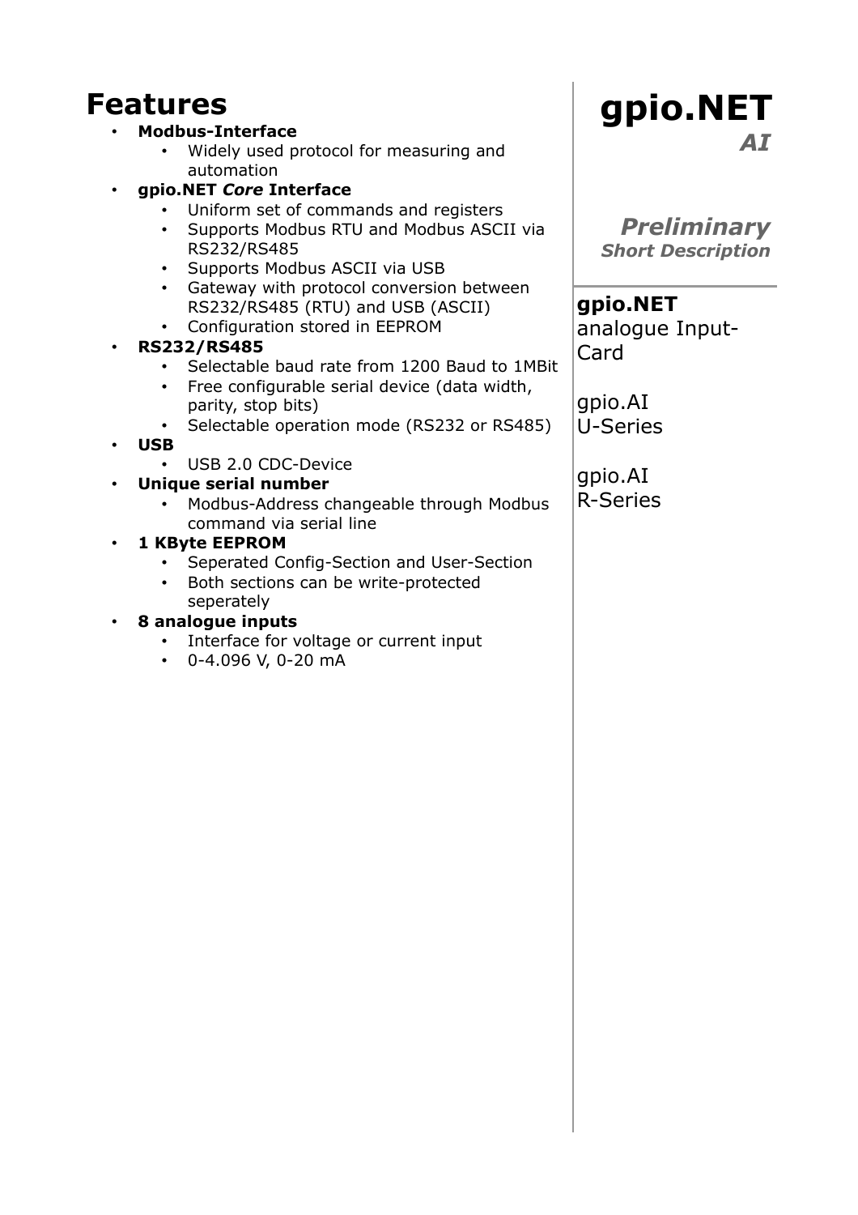# gpio.NET

***AI***

***Preliminary***
***Short Description***

**gpio.NET**
analogue Input-Card

gpio.AI
U-Series

gpio.AI
R-Series

# Features

- **Modbus-Interface**
  - Widely used protocol for measuring and automation
- **gpio.NET *Core* Interface**
  - Uniform set of commands and registers
  - Supports Modbus RTU and Modbus ASCII via RS232/RS485
  - Supports Modbus ASCII via USB
  - Gateway with protocol conversion between RS232/RS485 (RTU) and USB (ASCII)
  - Configuration stored in EEPROM
- **RS232/RS485**
  - Selectable baud rate from 1200 Baud to 1MBit
  - Free configurable serial device (data width, parity, stop bits)
  - Selectable operation mode (RS232 or RS485)
- **USB**
  - USB 2.0 CDC-Device
- **Unique serial number**
  - Modbus-Address changeable through Modbus command via serial line
- **1 KByte EEPROM**
  - Seperated Config-Section and User-Section
  - Both sections can be write-protected seperately
- **8 analogue inputs**
  - Interface for voltage or current input
  - 0-4.096 V, 0-20 mA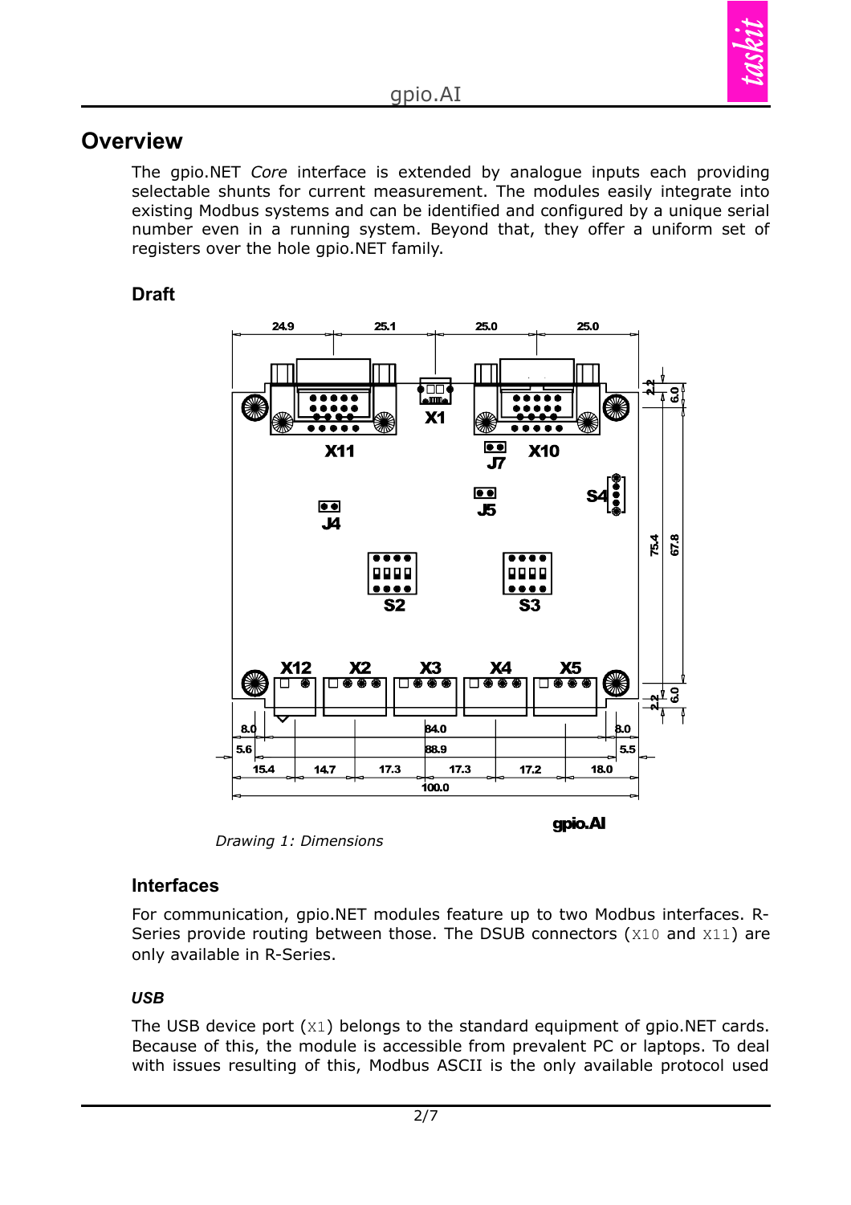## Overview

The gpio.NET *Core* interface is extended by analogue inputs each providing selectable shunts for current measurement. The modules easily integrate into existing Modbus systems and can be identified and configured by a unique serial number even in a running system. Beyond that, they offer a uniform set of registers over the hole gpio.NET family.

### Draft

*Drawing 1: Dimensions*

### Interfaces

For communication, gpio.NET modules feature up to two Modbus interfaces. R-Series provide routing between those. The DSUB connectors (`X10` and `X11`) are only available in R-Series.

#### *USB*

The USB device port (`X1`) belongs to the standard equipment of gpio.NET cards. Because of this, the module is accessible from prevalent PC or laptops. To deal with issues resulting of this, Modbus ASCII is the only available protocol used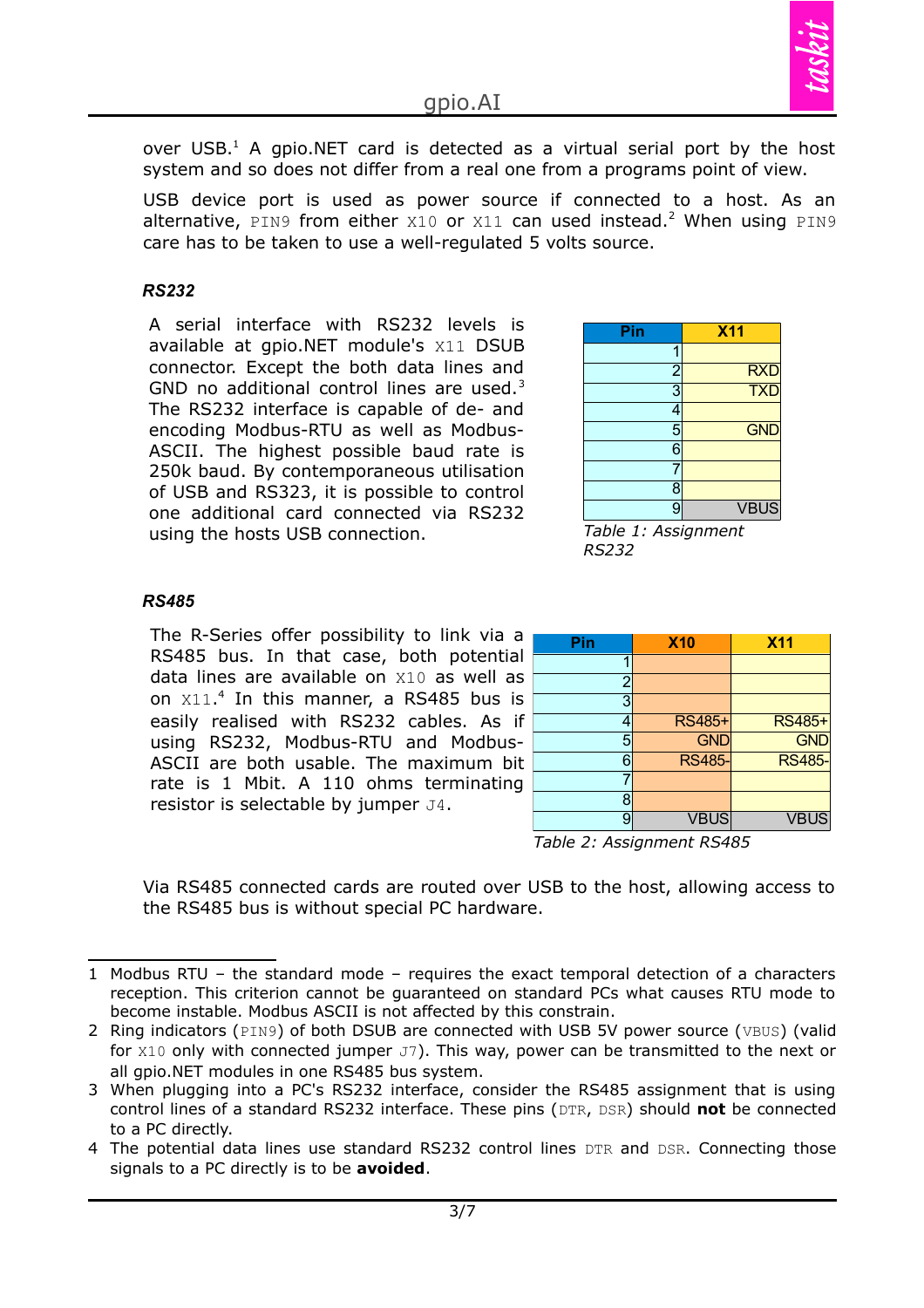over USB.[1] A gpio.NET card is detected as a virtual serial port by the host system and so does not differ from a real one from a programs point of view.

USB device port is used as power source if connected to a host. As an alternative, `PIN9` from either `X10` or `X11` can used instead.[2] When using `PIN9` care has to be taken to use a well-regulated 5 volts source.

### RS232

A serial interface with RS232 levels is available at gpio.NET module's `X11` DSUB connector. Except the both data lines and GND no additional control lines are used.[3] The RS232 interface is capable of de- and encoding Modbus-RTU as well as Modbus-ASCII. The highest possible baud rate is 250k baud. By contemporaneous utilisation of USB and RS323, it is possible to control one additional card connected via RS232 using the hosts USB connection.

| Pin | X11 |
|---|---|
| 1 | |
| 2 | RXD |
| 3 | TXD |
| 4 | |
| 5 | GND |
| 6 | |
| 7 | |
| 8 | |
| 9 | VBUS |

*Table 1: Assignment RS232*

### RS485

The R-Series offer possibility to link via a RS485 bus. In that case, both potential data lines are available on `X10` as well as on `X11`.[4] In this manner, a RS485 bus is easily realised with RS232 cables. As if using RS232, Modbus-RTU and Modbus-ASCII are both usable. The maximum bit rate is 1 Mbit. A 110 ohms terminating resistor is selectable by jumper `J4`.

| Pin | X10 | X11 |
|---|---|---|
| 1 | | |
| 2 | | |
| 3 | | |
| 4 | RS485+ | RS485+ |
| 5 | GND | GND |
| 6 | RS485- | RS485- |
| 7 | | |
| 8 | | |
| 9 | VBUS | VBUS |

*Table 2: Assignment RS485*

Via RS485 connected cards are routed over USB to the host, allowing access to the RS485 bus is without special PC hardware.

---

1 Modbus RTU – the standard mode – requires the exact temporal detection of a characters reception. This criterion cannot be guaranteed on standard PCs what causes RTU mode to become instable. Modbus ASCII is not affected by this constrain.

2 Ring indicators (`PIN9`) of both DSUB are connected with USB 5V power source (`VBUS`) (valid for `X10` only with connected jumper `J7`). This way, power can be transmitted to the next or all gpio.NET modules in one RS485 bus system.

3 When plugging into a PC's RS232 interface, consider the RS485 assignment that is using control lines of a standard RS232 interface. These pins (`DTR`, `DSR`) should **not** be connected to a PC directly.

4 The potential data lines use standard RS232 control lines `DTR` and `DSR`. Connecting those signals to a PC directly is to be **avoided**.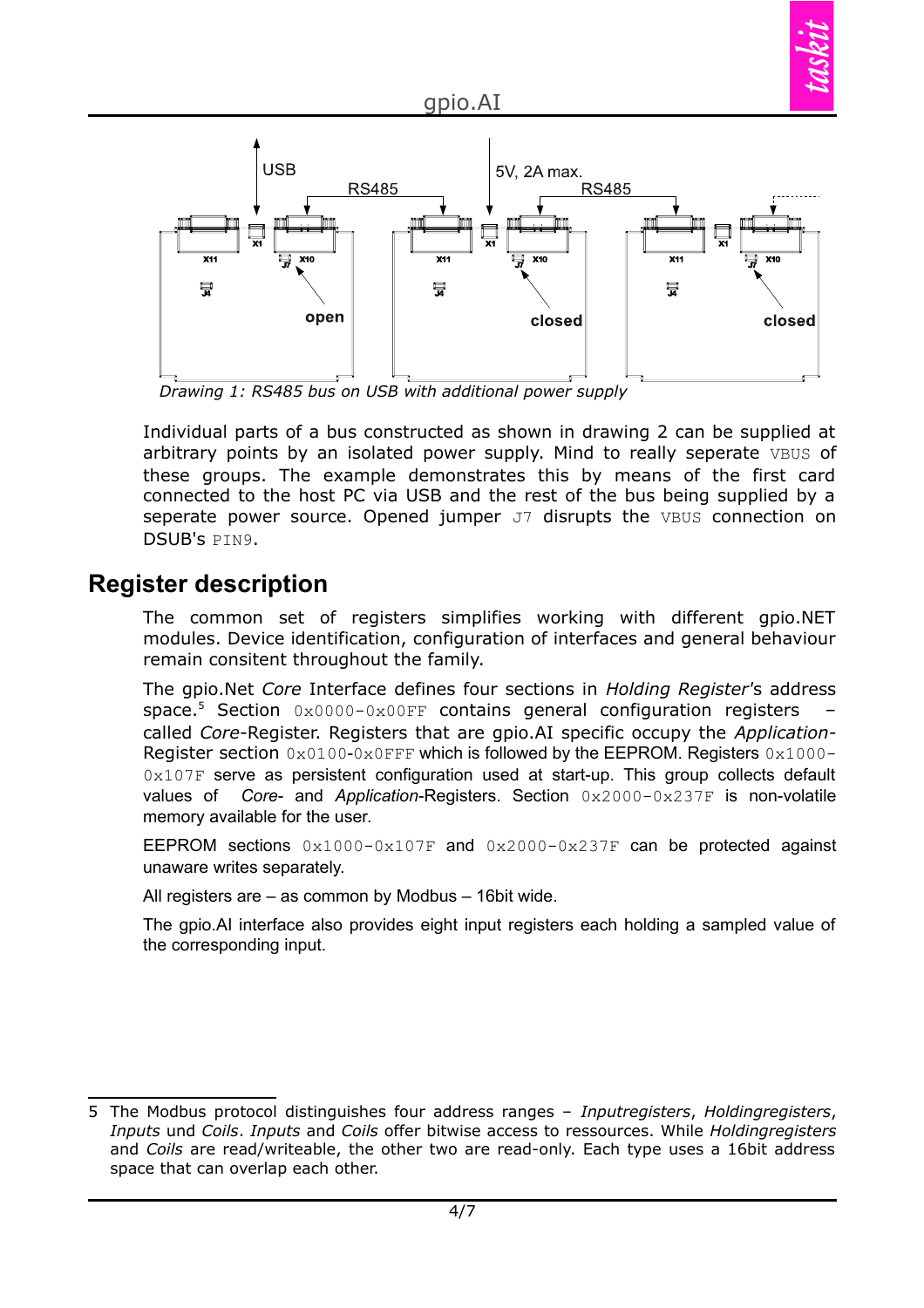Drawing 1: RS485 bus on USB with additional power supply

Individual parts of a bus constructed as shown in drawing 2 can be supplied at arbitrary points by an isolated power supply. Mind to really seperate `VBUS` of these groups. The example demonstrates this by means of the first card connected to the host PC via USB and the rest of the bus being supplied by a seperate power source. Opened jumper `J7` disrupts the `VBUS` connection on DSUB's `PIN9`.

## Register description

The common set of registers simplifies working with different gpio.NET modules. Device identification, configuration of interfaces and general behaviour remain consitent throughout the family.

The gpio.Net *Core* Interface defines four sections in *Holding Register*'s address space.[5] Section `0x0000-0x00FF` contains general configuration registers – called *Core*-Register. Registers that are gpio.AI specific occupy the *Application*-Register section `0x0100-0x0FFF` which is followed by the EEPROM. Registers `0x1000-0x107F` serve as persistent configuration used at start-up. This group collects default values of *Core*- and *Application*-Registers. Section `0x2000-0x237F` is non-volatile memory available for the user.

EEPROM sections `0x1000-0x107F` and `0x2000-0x237F` can be protected against unaware writes separately.

All registers are – as common by Modbus – 16bit wide.

The gpio.AI interface also provides eight input registers each holding a sampled value of the corresponding input.

5 The Modbus protocol distinguishes four address ranges – *Inputregisters*, *Holdingregisters*, *Inputs* und *Coils*. *Inputs* and *Coils* offer bitwise access to ressources. While *Holdingregisters* and *Coils* are read/writeable, the other two are read-only. Each type uses a 16bit address space that can overlap each other.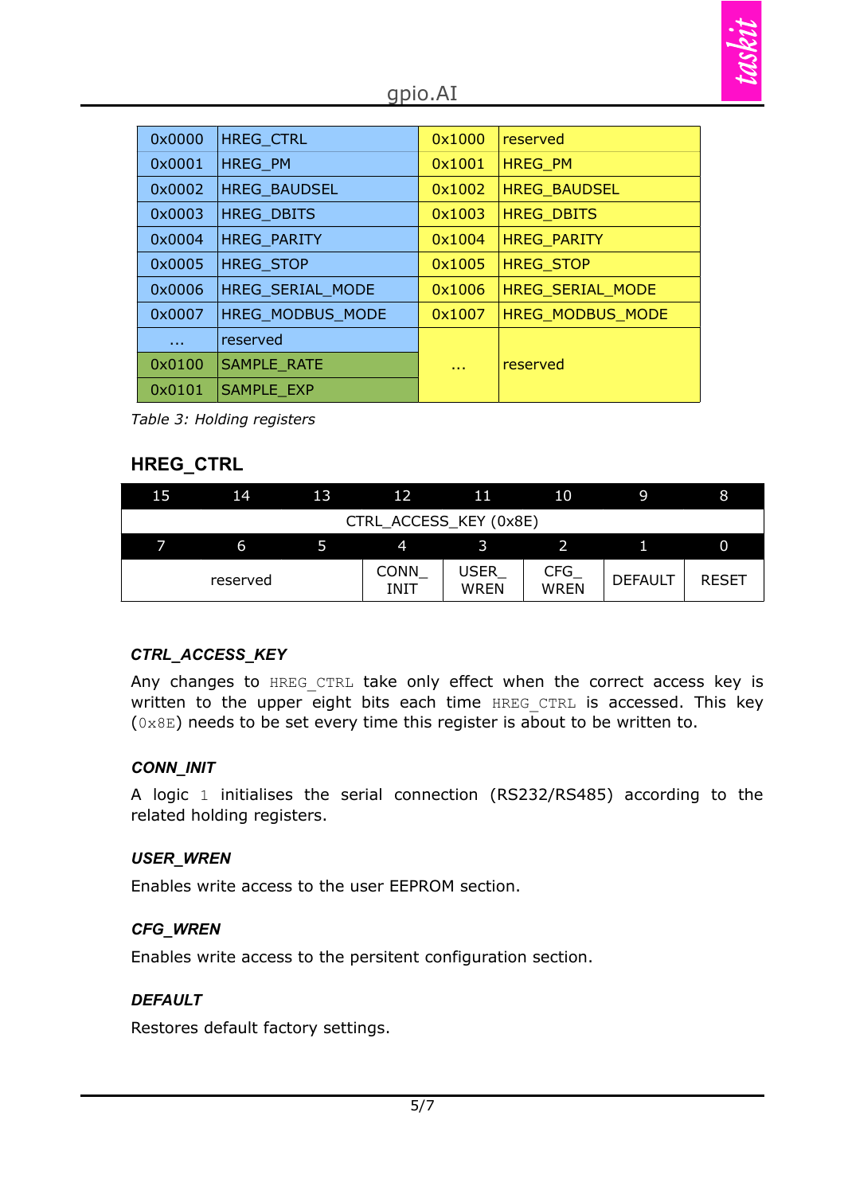| | | | |
|---|---|---|---|
| 0x0000 | HREG_CTRL | 0x1000 | reserved |
| 0x0001 | HREG_PM | 0x1001 | HREG_PM |
| 0x0002 | HREG_BAUDSEL | 0x1002 | HREG_BAUDSEL |
| 0x0003 | HREG_DBITS | 0x1003 | HREG_DBITS |
| 0x0004 | HREG_PARITY | 0x1004 | HREG_PARITY |
| 0x0005 | HREG_STOP | 0x1005 | HREG_STOP |
| 0x0006 | HREG_SERIAL_MODE | 0x1006 | HREG_SERIAL_MODE |
| 0x0007 | HREG_MODBUS_MODE | 0x1007 | HREG_MODBUS_MODE |
| ... | reserved | ... | reserved |
| 0x0100 | SAMPLE_RATE | | |
| 0x0101 | SAMPLE_EXP | | |

*Table 3: Holding registers*

## HREG_CTRL

| 15 | 14 | 13 | 12 | 11 | 10 | 9 | 8 |
|---|---|---|---|---|---|---|---|
| CTRL_ACCESS_KEY (0x8E) | | | | | | | |
| **7** | **6** | **5** | **4** | **3** | **2** | **1** | **0** |
| reserved | | | CONN_ INIT | USER_ WREN | CFG_ WREN | DEFAULT | RESET |

### *CTRL_ACCESS_KEY*

Any changes to `HREG_CTRL` take only effect when the correct access key is written to the upper eight bits each time `HREG_CTRL` is accessed. This key (`0x8E`) needs to be set every time this register is about to be written to.

### *CONN_INIT*

A logic `1` initialises the serial connection (RS232/RS485) according to the related holding registers.

### *USER_WREN*

Enables write access to the user EEPROM section.

### *CFG_WREN*

Enables write access to the persitent configuration section.

### *DEFAULT*

Restores default factory settings.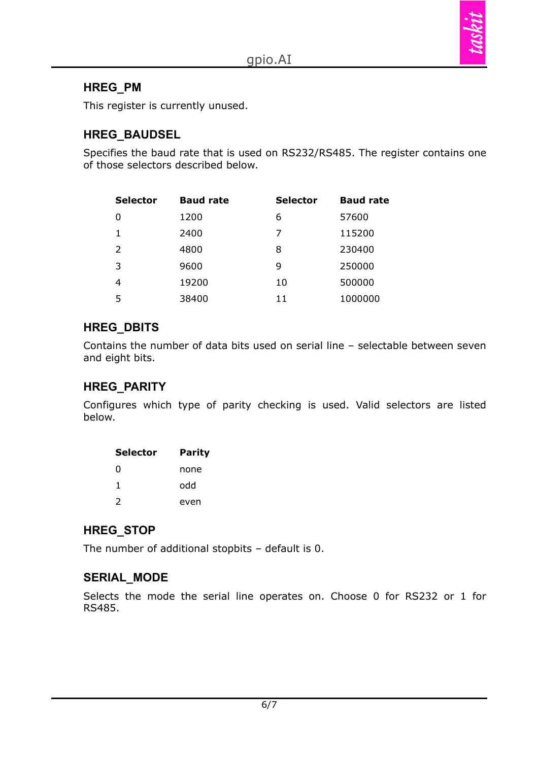## HREG_PM

This register is currently unused.

## HREG_BAUDSEL

Specifies the baud rate that is used on RS232/RS485. The register contains one of those selectors described below.

| Selector | Baud rate | Selector | Baud rate |
|---|---|---|---|
| 0 | 1200 | 6 | 57600 |
| 1 | 2400 | 7 | 115200 |
| 2 | 4800 | 8 | 230400 |
| 3 | 9600 | 9 | 250000 |
| 4 | 19200 | 10 | 500000 |
| 5 | 38400 | 11 | 1000000 |

## HREG_DBITS

Contains the number of data bits used on serial line – selectable between seven and eight bits.

## HREG_PARITY

Configures which type of parity checking is used. Valid selectors are listed below.

| Selector | Parity |
|---|---|
| 0 | none |
| 1 | odd |
| 2 | even |

## HREG_STOP

The number of additional stopbits – default is 0.

## SERIAL_MODE

Selects the mode the serial line operates on. Choose 0 for RS232 or 1 for RS485.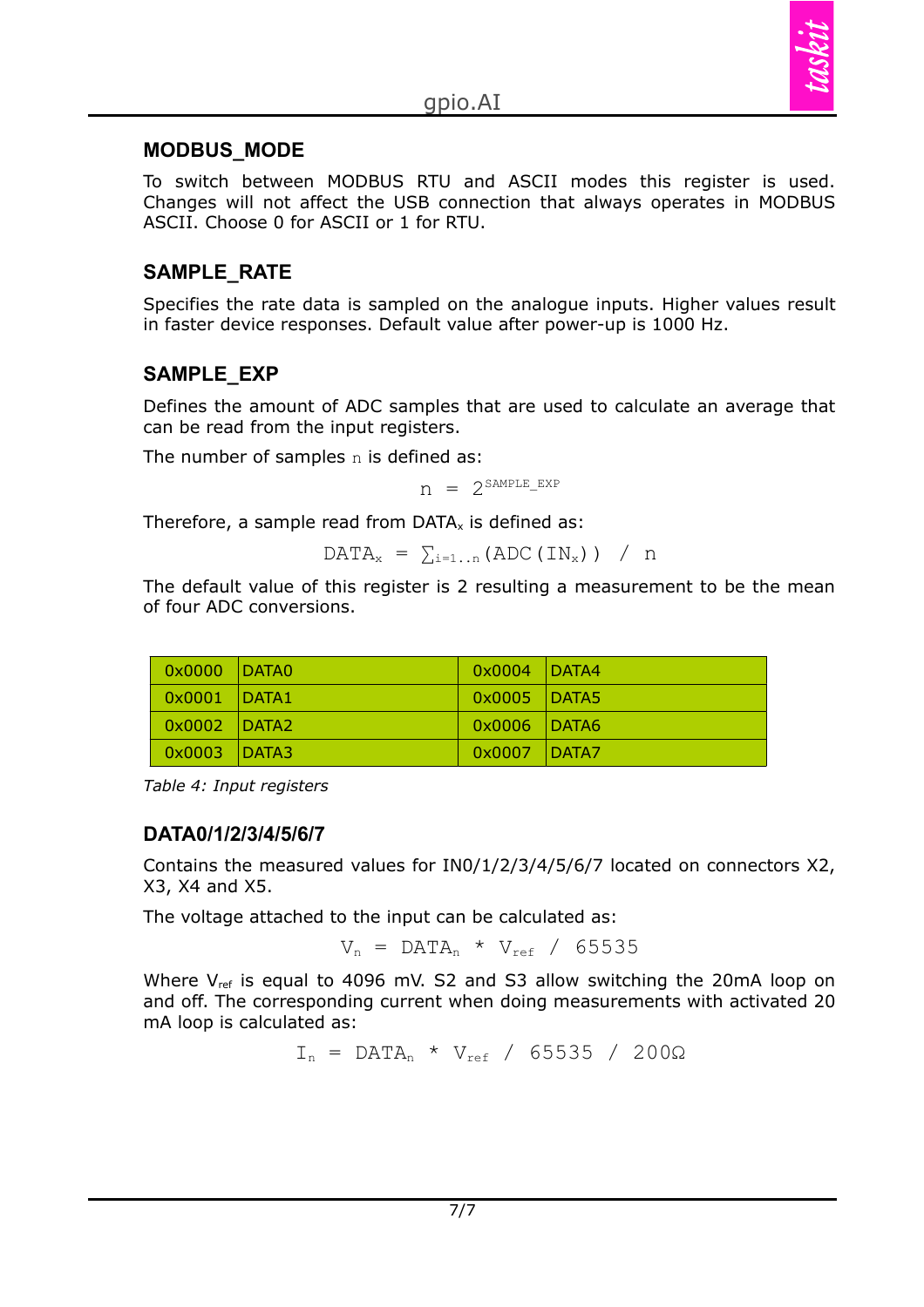## MODBUS_MODE

To switch between MODBUS RTU and ASCII modes this register is used. Changes will not affect the USB connection that always operates in MODBUS ASCII. Choose 0 for ASCII or 1 for RTU.

## SAMPLE_RATE

Specifies the rate data is sampled on the analogue inputs. Higher values result in faster device responses. Default value after power-up is 1000 Hz.

## SAMPLE_EXP

Defines the amount of ADC samples that are used to calculate an average that can be read from the input registers.

The number of samples $n$ is defined as:

$$n = 2^{SAMPLE\_EXP}$$

Therefore, a sample read from $DATA_x$ is defined as:

$$DATA_x = \sum_{i=1..n}(ADC(IN_x)) / n$$

The default value of this register is 2 resulting a measurement to be the mean of four ADC conversions.

| | | | |
|---|---|---|---|
| 0x0000 | DATA0 | 0x0004 | DATA4 |
| 0x0001 | DATA1 | 0x0005 | DATA5 |
| 0x0002 | DATA2 | 0x0006 | DATA6 |
| 0x0003 | DATA3 | 0x0007 | DATA7 |

*Table 4: Input registers*

## DATA0/1/2/3/4/5/6/7

Contains the measured values for IN0/1/2/3/4/5/6/7 located on connectors X2, X3, X4 and X5.

The voltage attached to the input can be calculated as:

$$V_n = DATA_n * V_{ref} / 65535$$

Where $V_{ref}$ is equal to 4096 mV. S2 and S3 allow switching the 20mA loop on and off. The corresponding current when doing measurements with activated 20 mA loop is calculated as:

$$I_n = DATA_n * V_{ref} / 65535 / 200\Omega$$